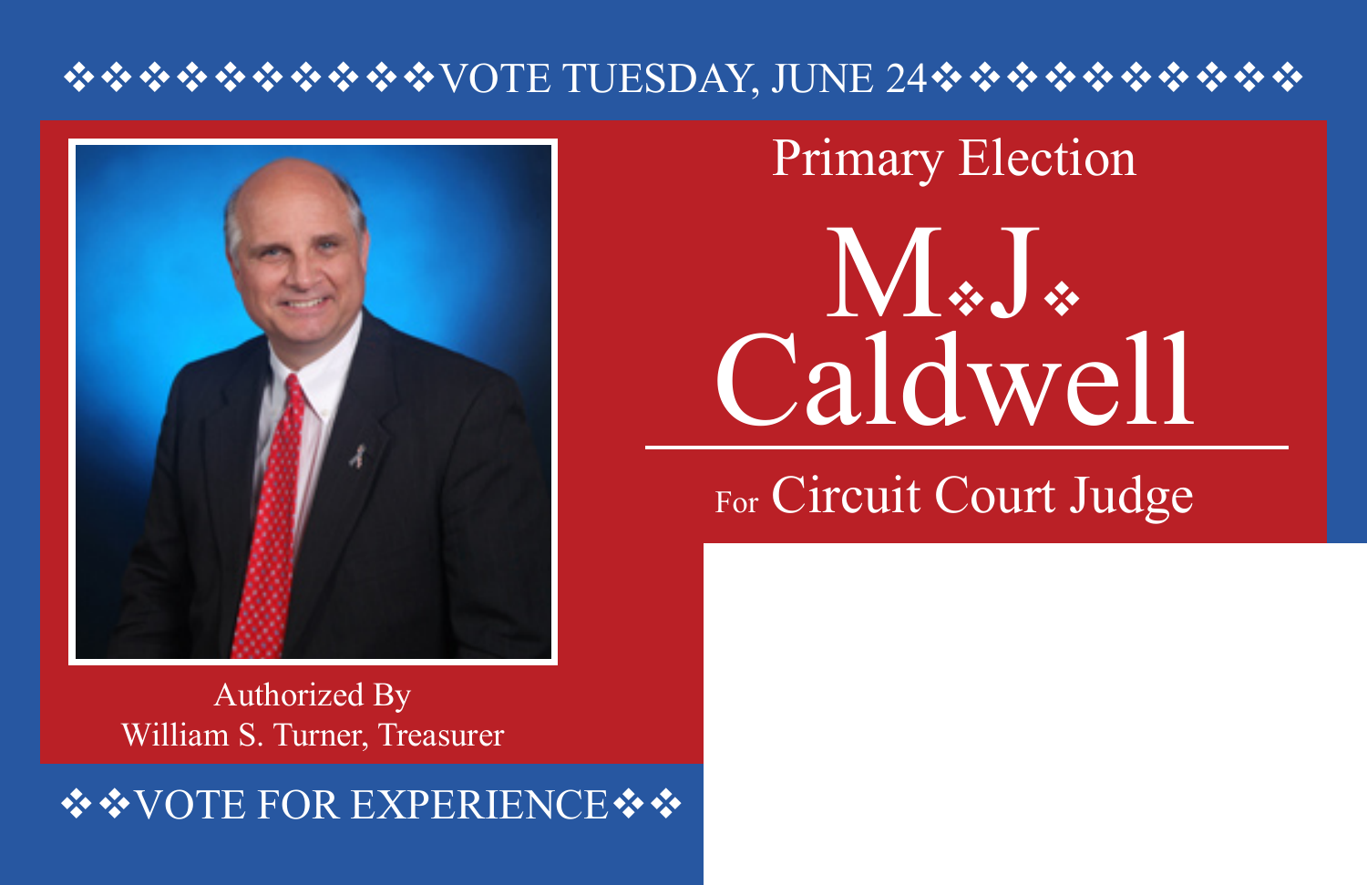❖❖❖❖❖❖❖❖❖❖❖❖VOTE TUESDAY, JUNE 24❖❖❖❖❖❖❖❖❖❖❖❖

Primary Election

# M.❖J.❖ Caldwell

For Circuit Court Judge

Authorized By
William S. Turner, Treasurer

❖❖VOTE FOR EXPERIENCE❖❖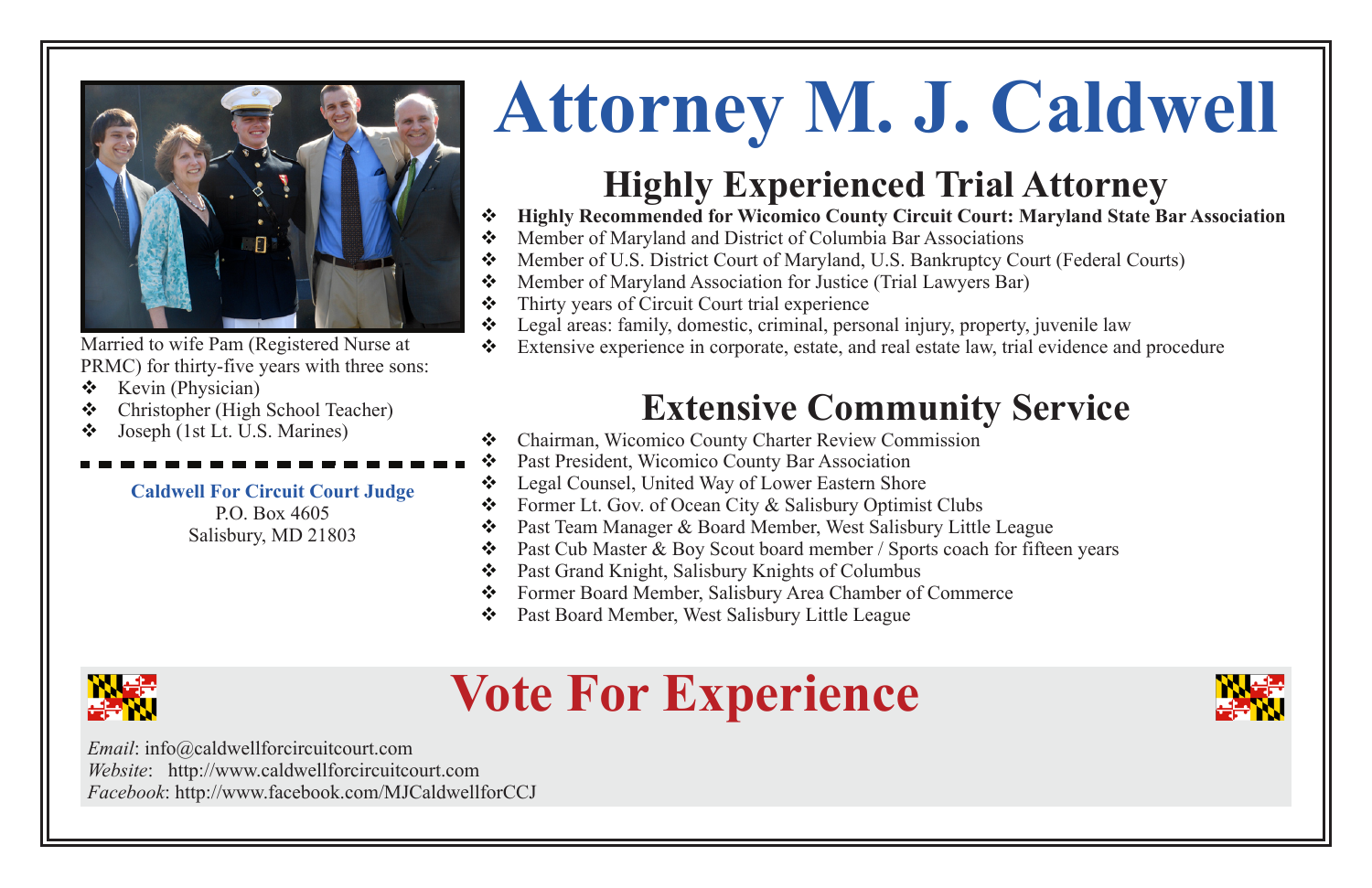# Attorney M. J. Caldwell

Married to wife Pam (Registered Nurse at PRMC) for thirty-five years with three sons:

- Kevin (Physician)
- Christopher (High School Teacher)
- Joseph (1st Lt. U.S. Marines)

**Caldwell For Circuit Court Judge**
P.O. Box 4605
Salisbury, MD 21803

## Highly Experienced Trial Attorney

- **Highly Recommended for Wicomico County Circuit Court: Maryland State Bar Association**
- Member of Maryland and District of Columbia Bar Associations
- Member of U.S. District Court of Maryland, U.S. Bankruptcy Court (Federal Courts)
- Member of Maryland Association for Justice (Trial Lawyers Bar)
- Thirty years of Circuit Court trial experience
- Legal areas: family, domestic, criminal, personal injury, property, juvenile law
- Extensive experience in corporate, estate, and real estate law, trial evidence and procedure

## Extensive Community Service

- Chairman, Wicomico County Charter Review Commission
- Past President, Wicomico County Bar Association
- Legal Counsel, United Way of Lower Eastern Shore
- Former Lt. Gov. of Ocean City & Salisbury Optimist Clubs
- Past Team Manager & Board Member, West Salisbury Little League
- Past Cub Master & Boy Scout board member / Sports coach for fifteen years
- Past Grand Knight, Salisbury Knights of Columbus
- Former Board Member, Salisbury Area Chamber of Commerce
- Past Board Member, West Salisbury Little League

## Vote For Experience

*Email*: info@caldwellforcircuitcourt.com
*Website*: http://www.caldwellforcircuitcourt.com
*Facebook*: http://www.facebook.com/MJCaldwellforCCJ